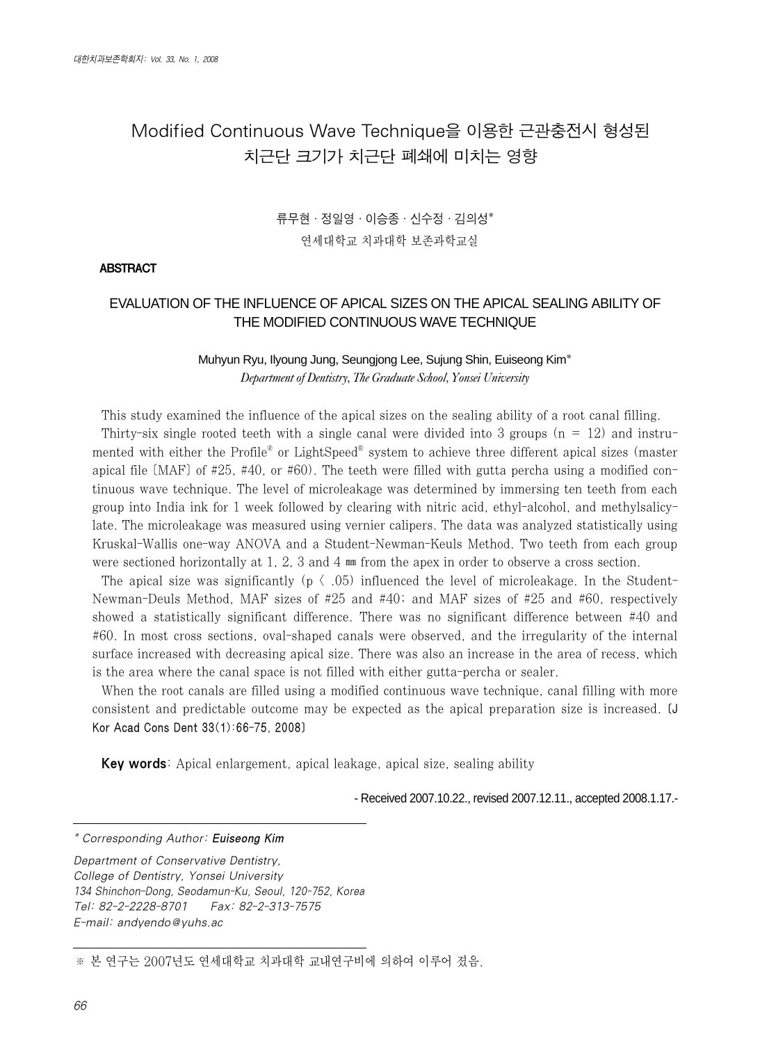# Modified Continuous Wave Technique을 이용한 근관충전시 형성된 치근단 크기가 치근단 폐쇄에 미치는 영향

류무현 · 정일영 · 이승종 · 신수정 · 김의성*

연세대학교 치과대학 보존과학교실

**ABSTRACT**

## EVALUATION OF THE INFLUENCE OF APICAL SIZES ON THE APICAL SEALING ABILITY OF THE MODIFIED CONTINUOUS WAVE TECHNIQUE

Muhyun Ryu, Ilyoung Jung, Seungjong Lee, Sujung Shin, Euiseong Kim*

*Department of Dentistry, The Graduate School, Yonsei University*

This study examined the influence of the apical sizes on the sealing ability of a root canal filling.

Thirty-six single rooted teeth with a single canal were divided into 3 groups (n = 12) and instrumented with either the Profile® or LightSpeed® system to achieve three different apical sizes (master apical file [MAF] of #25, #40, or #60). The teeth were filled with gutta percha using a modified continuous wave technique. The level of microleakage was determined by immersing ten teeth from each group into India ink for 1 week followed by clearing with nitric acid, ethyl-alcohol, and methylsalicylate. The microleakage was measured using vernier calipers. The data was analyzed statistically using Kruskal-Wallis one-way ANOVA and a Student-Newman-Keuls Method. Two teeth from each group were sectioned horizontally at 1, 2, 3 and 4 ㎜ from the apex in order to observe a cross section.

The apical size was significantly ($p < .05$) influenced the level of microleakage. In the Student-Newman-Deuls Method, MAF sizes of #25 and #40; and MAF sizes of #25 and #60, respectively showed a statistically significant difference. There was no significant difference between #40 and #60. In most cross sections, oval-shaped canals were observed, and the irregularity of the internal surface increased with decreasing apical size. There was also an increase in the area of recess, which is the area where the canal space is not filled with either gutta-percha or sealer.

When the root canals are filled using a modified continuous wave technique, canal filling with more consistent and predictable outcome may be expected as the apical preparation size is increased. [J Kor Acad Cons Dent 33(1):66-75, 2008]

**Key words**: Apical enlargement, apical leakage, apical size, sealing ability

- Received 2007.10.22., revised 2007.12.11., accepted 2008.1.17.-

---

*\* Corresponding Author: **Euiseong Kim***

*Department of Conservative Dentistry,*
*College of Dentistry, Yonsei University*
*134 Shinchon-Dong, Seodamun-Ku, Seoul, 120-752, Korea*
*Tel: 82-2-2228-8701　　Fax: 82-2-313-7575*
*E-mail: andyendo@yuhs.ac*

---

※ 본 연구는 2007년도 연세대학교 치과대학 교내연구비에 의하여 이루어 졌음.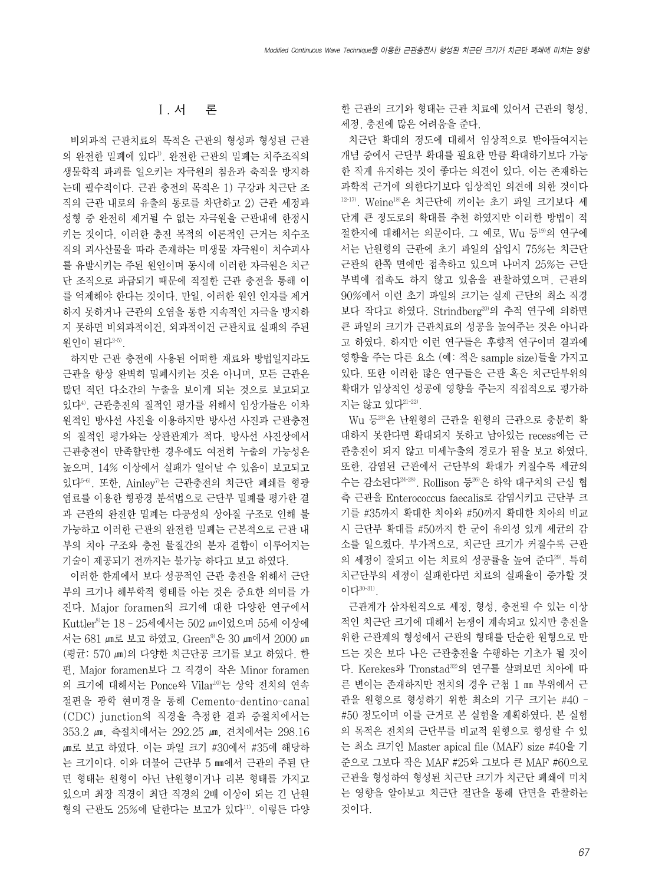## Ⅰ. 서 론

비외과적 근관치료의 목적은 근관의 형성과 형성된 근관의 완전한 밀폐에 있다[1]. 완전한 근관의 밀폐는 치주조직의 생물학적 파괴를 일으키는 자극원의 침윤과 축적을 방지하는데 필수적이다. 근관 충전의 목적은 1) 구강과 치근단 조직의 근관 내로의 유출의 통로를 차단하고 2) 근관 세정과 성형 중 완전히 제거될 수 없는 자극원을 근관내에 한정시키는 것이다. 이러한 충전 목적의 이론적인 근거는 치수조직의 괴사산물을 따라 존재하는 미생물 자극원이 치수괴사를 유발시키는 주된 원인이며 동시에 이러한 자극원은 치근단 조직으로 파급되기 때문에 적절한 근관 충전을 통해 이를 억제해야 한다는 것이다. 만일, 이러한 원인 인자를 제거하지 못하거나 근관의 오염을 통한 지속적인 자극을 방지하지 못하면 비외과적이건, 외과적이건 근관치료 실패의 주된 원인이 된다[2-5].

하지만 근관 충전에 사용된 어떠한 재료와 방법일지라도 근관을 항상 완벽히 밀폐시키는 것은 아니며, 모든 근관은 많던 적던 다소간의 누출을 보이게 되는 것으로 보고되고 있다[4]. 근관충전의 질적인 평가를 위해서 임상가들은 이차원적인 방사선 사진을 이용하지만 방사선 사진과 근관충전의 질적인 평가와는 상관관계가 적다. 방사선 사진상에서 근관충전이 만족할만한 경우에도 여전히 누출의 가능성은 높으며, 14% 이상에서 실패가 일어날 수 있음이 보고되고 있다[5-6]. 또한, Ainley[7]는 근관충전의 치근단 폐쇄를 형광염료를 이용한 형광경 분석법으로 근단부 밀폐를 평가한 결과 근관의 완전한 밀폐는 다공성의 상아질 구조로 인해 불가능하고 이러한 근관의 완전한 밀폐는 근본적으로 근관 내부의 치아 구조와 충전 물질간의 분자 결합이 이루어지는 기술이 제공되기 전까지는 불가능 하다고 보고 하였다.

이러한 한계에서 보다 성공적인 근관 충전을 위해서 근단부의 크기나 해부학적 형태를 아는 것은 중요한 의미를 가진다. Major foramen의 크기에 대한 다양한 연구에서 Kuttler[8]는 18 - 25세에서는 502 ㎛이었으며 55세 이상에서는 681 ㎛로 보고 하였고, Green[9]은 30 ㎛에서 2000 ㎛ (평균: 570 ㎛)의 다양한 치근단공 크기를 보고 하였다. 한편, Major foramen보다 그 직경이 작은 Minor foramen의 크기에 대해서는 Ponce와 Vilar[10]는 상악 전치의 연속절편을 광학 현미경을 통해 Cemento-dentino-canal (CDC) junction의 직경을 측정한 결과 중절치에서는 353.2 ㎛, 측절치에서는 292.25 ㎛, 견치에서는 298.16 ㎛로 보고 하였다. 이는 파일 크기 #30에서 #35에 해당하는 크기이다. 이와 더불어 근단부 5 ㎜에서 근관의 주된 단면 형태는 원형이 아닌 난원형이거나 리본 형태를 가지고 있으며 최장 직경이 최단 직경의 2배 이상이 되는 긴 난원형의 근관도 25%에 달한다는 보고가 있다[11]. 이렇든 다양한 근관의 크기와 형태는 근관 치료에 있어서 근관의 형성, 세정, 충전에 많은 어려움을 준다.

치근단 확대의 정도에 대해서 임상적으로 받아들여지는 개념 중에서 근단부 확대를 필요한 만큼 확대하기보다 가능한 작게 유지하는 것이 좋다는 의견이 있다. 이는 존재하는 과학적 근거에 의한다기보다 임상적인 의견에 의한 것이다[12-17]. Weine[18]은 치근단에 끼이는 초기 파일 크기보다 세 단계 큰 정도로의 확대를 추천 하였지만 이러한 방법이 적절한지에 대해서는 의문이다. 그 예로, Wu 등[19]의 연구에서는 난원형의 근관에 초기 파일의 삽입시 75%는 치근단 근관의 한쪽 면에만 접촉하고 있으며 나머지 25%는 근단부벽에 접촉도 하지 않고 있음을 관찰하였으며, 근관의 90%에서 이런 초기 파일의 크기는 실제 근단의 최소 직경보다 작다고 하였다. Strindberg[20]의 추적 연구에 의하면 큰 파일의 크기가 근관치료의 성공을 높여주는 것은 아니라고 하였다. 하지만 이런 연구들은 후향적 연구이며 결과에 영향을 주는 다른 요소 (예: 적은 sample size)들을 가지고 있다. 또한 이러한 많은 연구들은 근관 혹은 치근단부위의 확대가 임상적인 성공에 영향을 주는지 직접적으로 평가하지는 않고 있다[21-22].

Wu 등[23]은 난원형의 근관을 원형의 근관으로 충분히 확대하지 못한다면 확대되지 못하고 남아있는 recess에는 근관충전이 되지 않고 미세누출의 경로가 됨을 보고 하였다. 또한, 감염된 근관에서 근단부의 확대가 커질수록 세균의 수는 감소된다[24-28]. Rollison 등[26]은 하악 대구치의 근심 협측 근관을 Enterococcus faecalis로 감염시키고 근단부 크기를 #35까지 확대한 치아와 #50까지 확대한 치아의 비교시 근단부 확대를 #50까지 한 군이 유의성 있게 세균의 감소를 일으켰다. 부가적으로, 치근단 크기가 커질수록 근관의 세정이 잘되고 이는 치료의 성공률을 높여 준다[29]. 특히 치근단부의 세정이 실패한다면 치료의 실패율이 증가할 것이다[30-31].

근관계가 삼차원적으로 세정, 형성, 충전될 수 있는 이상적인 치근단 크기에 대해서 논쟁이 계속되고 있지만 충전을 위한 근관계의 형성에서 근관의 형태를 단순한 원형으로 만드는 것은 보다 나은 근관충전을 수행하는 기초가 될 것이다. Kerekes와 Tronstad[32]의 연구를 살펴보면 치아에 따른 변이는 존재하지만 전치의 경우 근첨 1 ㎜ 부위에서 근관을 원형으로 형성하기 위한 최소의 기구 크기는 #40 - #50 정도이며 이를 근거로 본 실험을 계획하였다. 본 실험의 목적은 전치의 근단부를 비교적 원형으로 형성할 수 있는 최소 크기인 Master apical file (MAF) size #40을 기준으로 그보다 작은 MAF #25와 그보다 큰 MAF #60으로 근관을 형성하여 형성된 치근단 크기가 치근단 폐쇄에 미치는 영향을 알아보고 치근단 절단을 통해 단면을 관찰하는 것이다.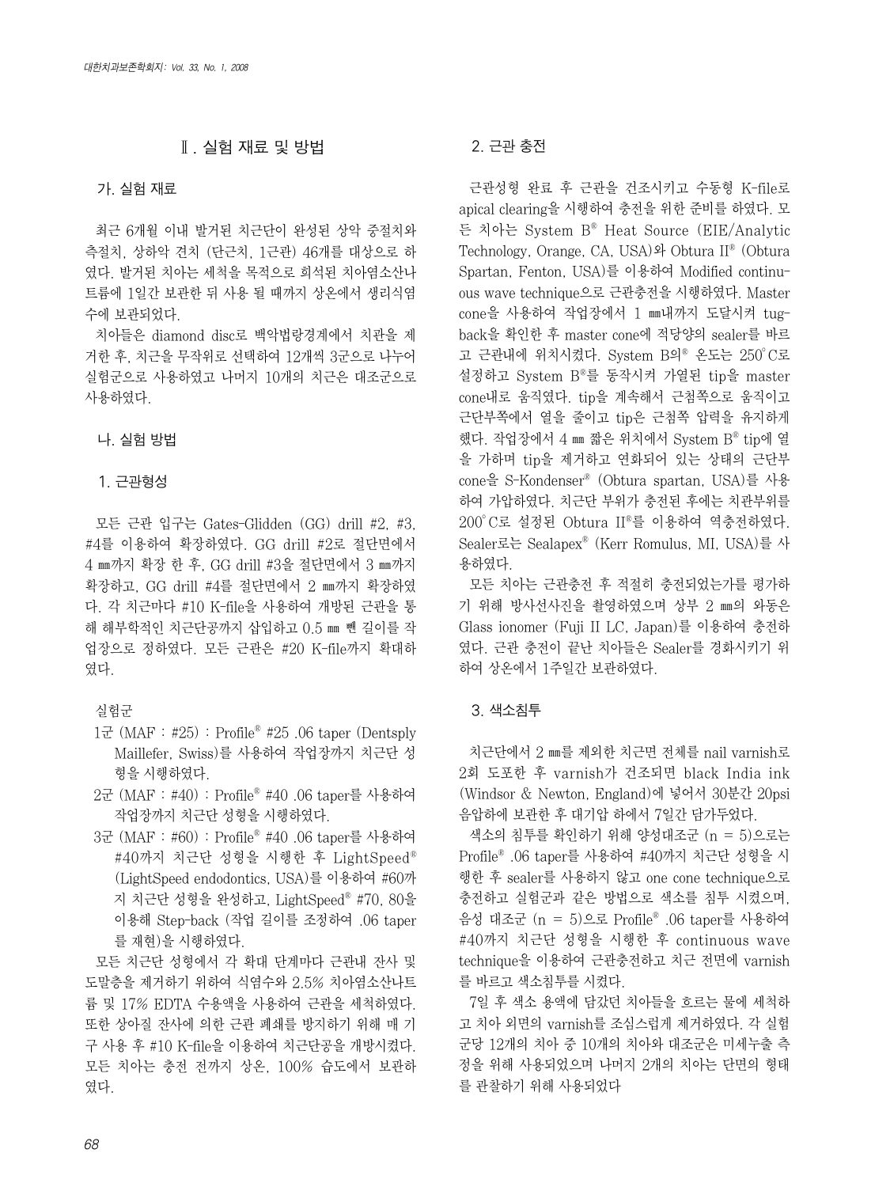## Ⅱ. 실험 재료 및 방법

### 가. 실험 재료

최근 6개월 이내 발거된 치근단이 완성된 상악 중절치와 측절치, 상하악 견치 (단근치, 1근관) 46개를 대상으로 하였다. 발거된 치아는 세척을 목적으로 희석된 치아염소산나트륨에 1일간 보관한 뒤 사용 될 때까지 상온에서 생리식염수에 보관되었다.

치아들은 diamond disc로 백악법랑경계에서 치관을 제거한 후, 치근을 무작위로 선택하여 12개씩 3군으로 나누어 실험군으로 사용하였고 나머지 10개의 치근은 대조군으로 사용하였다.

### 나. 실험 방법

#### 1. 근관형성

모든 근관 입구는 Gates-Glidden (GG) drill #2, #3, #4를 이용하여 확장하였다. GG drill #2로 절단면에서 4 ㎜까지 확장 한 후, GG drill #3을 절단면에서 3 ㎜까지 확장하고, GG drill #4를 절단면에서 2 ㎜까지 확장하였다. 각 치근마다 #10 K-file을 사용하여 개방된 근관을 통해 해부학적인 치근단공까지 삽입하고 0.5 ㎜ 뺀 길이를 작업장으로 정하였다. 모든 근관은 #20 K-file까지 확대하였다.

실험군

- 1군 (MAF : #25) : Profile® #25 .06 taper (Dentsply Maillefer, Swiss)를 사용하여 작업장까지 치근단 성형을 시행하였다.
- 2군 (MAF : #40) : Profile® #40 .06 taper를 사용하여 작업장까지 치근단 성형을 시행하였다.
- 3군 (MAF : #60) : Profile® #40 .06 taper를 사용하여 #40까지 치근단 성형을 시행한 후 LightSpeed® (LightSpeed endodontics, USA)를 이용하여 #60까지 치근단 성형을 완성하고, LightSpeed® #70, 80을 이용해 Step-back (작업 길이를 조정하여 .06 taper를 재현)을 시행하였다.

모든 치근단 성형에서 각 확대 단계마다 근관내 잔사 및 도말층을 제거하기 위하여 식염수와 2.5% 치아염소산나트륨 및 17% EDTA 수용액을 사용하여 근관을 세척하였다. 또한 상아질 잔사에 의한 근관 폐쇄를 방지하기 위해 매 기구 사용 후 #10 K-file을 이용하여 치근단공을 개방시켰다. 모든 치아는 충전 전까지 상온, 100% 습도에서 보관하였다.

#### 2. 근관 충전

근관성형 완료 후 근관을 건조시키고 수동형 K-file로 apical clearing을 시행하여 충전을 위한 준비를 하였다. 모든 치아는 System B® Heat Source (EIE/Analytic Technology, Orange, CA, USA)와 Obtura II® (Obtura Spartan, Fenton, USA)를 이용하여 Modified continuous wave technique으로 근관충전을 시행하였다. Master cone을 사용하여 작업장에서 1 ㎜내까지 도달시켜 tug-back을 확인한 후 master cone에 적당양의 sealer를 바르고 근관내에 위치시켰다. System B의® 온도는 250°C로 설정하고 System B®를 동작시켜 가열된 tip을 master cone내로 움직였다. tip을 계속해서 근첨쪽으로 움직이고 근단부쪽에서 열을 줄이고 tip은 근첨쪽 압력을 유지하게 했다. 작업장에서 4 ㎜ 짧은 위치에서 System B® tip에 열을 가하며 tip을 제거하고 연화되어 있는 상태의 근단부 cone을 S-Kondenser® (Obtura spartan, USA)를 사용하여 가압하였다. 치근단 부위가 충전된 후에는 치관부위를 200°C로 설정된 Obtura II®를 이용하여 역충전하였다. Sealer로는 Sealapex® (Kerr Romulus, MI, USA)를 사용하였다.

모든 치아는 근관충전 후 적절히 충전되었는가를 평가하기 위해 방사선사진을 촬영하였으며 상부 2 ㎜의 와동은 Glass ionomer (Fuji II LC, Japan)를 이용하여 충전하였다. 근관 충전이 끝난 치아들은 Sealer를 경화시키기 위하여 상온에서 1주일간 보관하였다.

#### 3. 색소침투

치근단에서 2 ㎜를 제외한 치근면 전체를 nail varnish로 2회 도포한 후 varnish가 건조되면 black India ink (Windsor & Newton, England)에 넣어서 30분간 20psi 음압하에 보관한 후 대기압 하에서 7일간 담가두었다.

색소의 침투를 확인하기 위해 양성대조군 (n = 5)으로는 Profile® .06 taper를 사용하여 #40까지 치근단 성형을 시행한 후 sealer를 사용하지 않고 one cone technique으로 충전하고 실험군과 같은 방법으로 색소를 침투 시켰으며, 음성 대조군 (n = 5)으로 Profile® .06 taper를 사용하여 #40까지 치근단 성형을 시행한 후 continuous wave technique을 이용하여 근관충전하고 치근 전면에 varnish를 바르고 색소침투를 시켰다.

7일 후 색소 용액에 담갔던 치아들을 흐르는 물에 세척하고 치아 외면의 varnish를 조심스럽게 제거하였다. 각 실험군당 12개의 치아 중 10개의 치아와 대조군은 미세누출 측정을 위해 사용되었으며 나머지 2개의 치아는 단면의 형태를 관찰하기 위해 사용되었다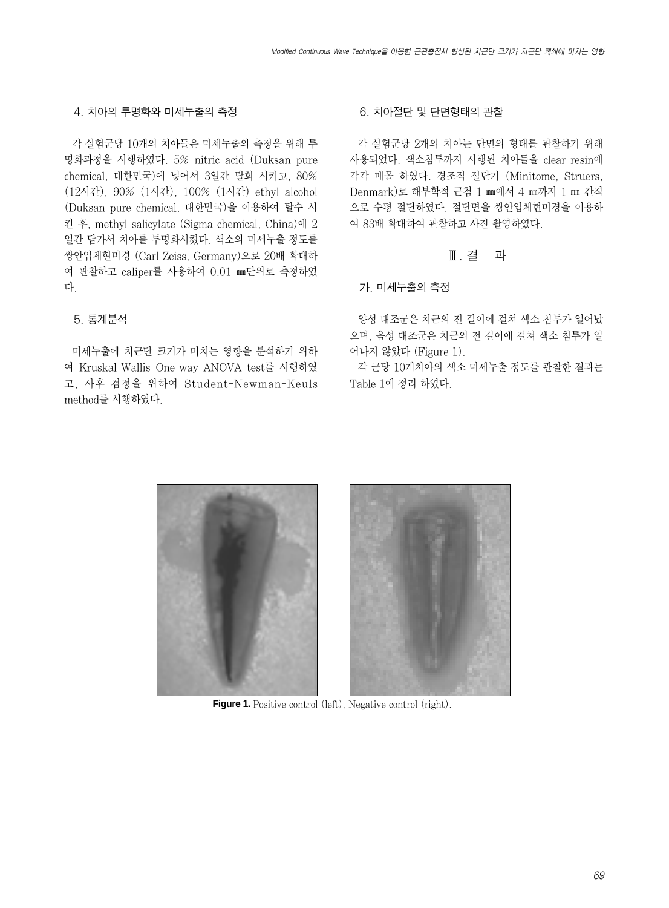### 4. 치아의 투명화와 미세누출의 측정

각 실험군당 10개의 치아들은 미세누출의 측정을 위해 투명화과정을 시행하였다. 5% nitric acid (Duksan pure chemical, 대한민국)에 넣어서 3일간 탈회 시키고, 80% (12시간), 90% (1시간), 100% (1시간) ethyl alcohol (Duksan pure chemical, 대한민국)을 이용하여 탈수 시킨 후, methyl salicylate (Sigma chemical, China)에 2일간 담가서 치아를 투명화시켰다. 색소의 미세누출 정도를 쌍안입체현미경 (Carl Zeiss, Germany)으로 20배 확대하여 관찰하고 caliper를 사용하여 0.01 ㎜단위로 측정하였다.

### 5. 통계분석

미세누출에 치근단 크기가 미치는 영향을 분석하기 위하여 Kruskal-Wallis One-way ANOVA test를 시행하였고, 사후 검정을 위하여 Student-Newman-Keuls method를 시행하였다.

### 6. 치아절단 및 단면형태의 관찰

각 실험군당 2개의 치아는 단면의 형태를 관찰하기 위해 사용되었다. 색소침투까지 시행된 치아들을 clear resin에 각각 매몰 하였다. 경조직 절단기 (Minitome, Struers, Denmark)로 해부학적 근첨 1 ㎜에서 4 ㎜까지 1 ㎜ 간격으로 수평 절단하였다. 절단면을 쌍안입체현미경을 이용하여 83배 확대하여 관찰하고 사진 촬영하였다.

## Ⅲ. 결 과

### 가. 미세누출의 측정

양성 대조군은 치근의 전 길이에 걸쳐 색소 침투가 일어났으며, 음성 대조군은 치근의 전 길이에 걸쳐 색소 침투가 일어나지 않았다 (Figure 1).

각 군당 10개치아의 색소 미세누출 정도를 관찰한 결과는 Table 1에 정리 하였다.

**Figure 1.** Positive control (left), Negative control (right).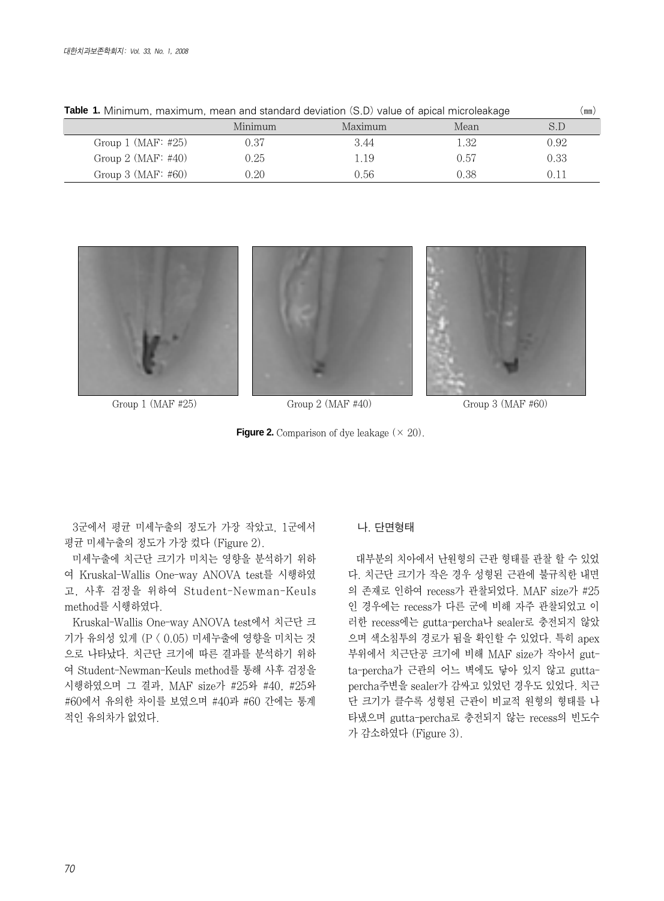**Table 1.** Minimum, maximum, mean and standard deviation (S.D) value of apical microleakage (㎜)

| | Minimum | Maximum | Mean | S.D |
|---|---|---|---|---|
| Group 1 (MAF: #25) | 0.37 | 3.44 | 1.32 | 0.92 |
| Group 2 (MAF: #40) | 0.25 | 1.19 | 0.57 | 0.33 |
| Group 3 (MAF: #60) | 0.20 | 0.56 | 0.38 | 0.11 |

Group 1 (MAF #25) Group 2 (MAF #40) Group 3 (MAF #60)

**Figure 2.** Comparison of dye leakage (× 20).

3군에서 평균 미세누출의 정도가 가장 작았고, 1군에서 평균 미세누출의 정도가 가장 컸다 (Figure 2).

미세누출에 치근단 크기가 미치는 영향을 분석하기 위하여 Kruskal-Wallis One-way ANOVA test를 시행하였고, 사후 검정을 위하여 Student-Newman-Keuls method를 시행하였다.

Kruskal-Wallis One-way ANOVA test에서 치근단 크기가 유의성 있게 ($P < 0.05$) 미세누출에 영향을 미치는 것으로 나타났다. 치근단 크기에 따른 결과를 분석하기 위하여 Student-Newman-Keuls method를 통해 사후 검정을 시행하였으며 그 결과, MAF size가 #25와 #40, #25와 #60에서 유의한 차이를 보였으며 #40과 #60 간에는 통계적인 유의차가 없었다.

### 나. 단면형태

대부분의 치아에서 난원형의 근관 형태를 관찰 할 수 있었다. 치근단 크기가 작은 경우 성형된 근관에 불규칙한 내면의 존재로 인하여 recess가 관찰되었다. MAF size가 #25인 경우에는 recess가 다른 군에 비해 자주 관찰되었고 이러한 recess에는 gutta-percha나 sealer로 충전되지 않았으며 색소침투의 경로가 됨을 확인할 수 있었다. 특히 apex 부위에서 치근단공 크기에 비해 MAF size가 작아서 gutta-percha가 근관의 어느 벽에도 닿아 있지 않고 gutta-percha주변을 sealer가 감싸고 있었던 경우도 있었다. 치근단 크기가 클수록 성형된 근관이 비교적 원형의 형태를 나타냈으며 gutta-percha로 충전되지 않는 recess의 빈도수가 감소하였다 (Figure 3).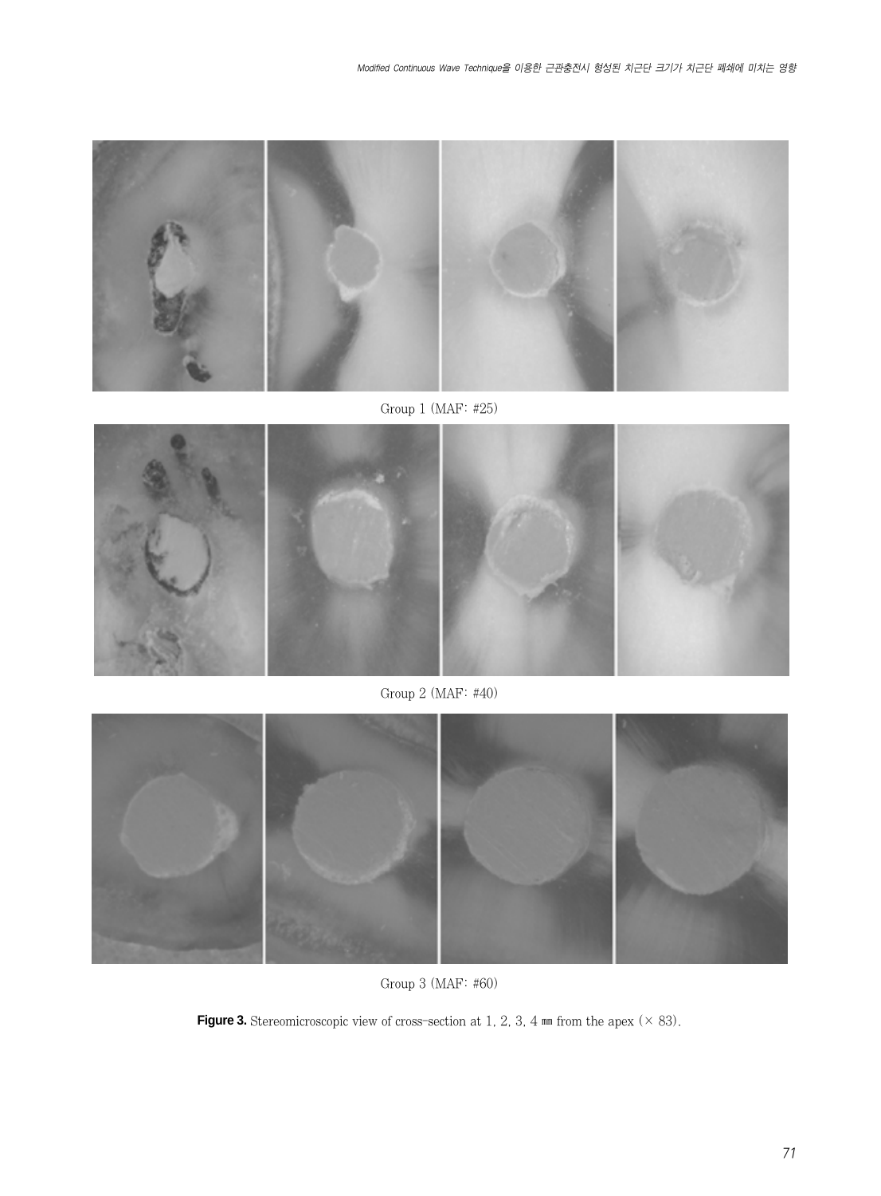Group 1 (MAF: #25)

Group 2 (MAF: #40)

Group 3 (MAF: #60)

**Figure 3.** Stereomicroscopic view of cross-section at 1, 2, 3, 4 ㎜ from the apex (× 83).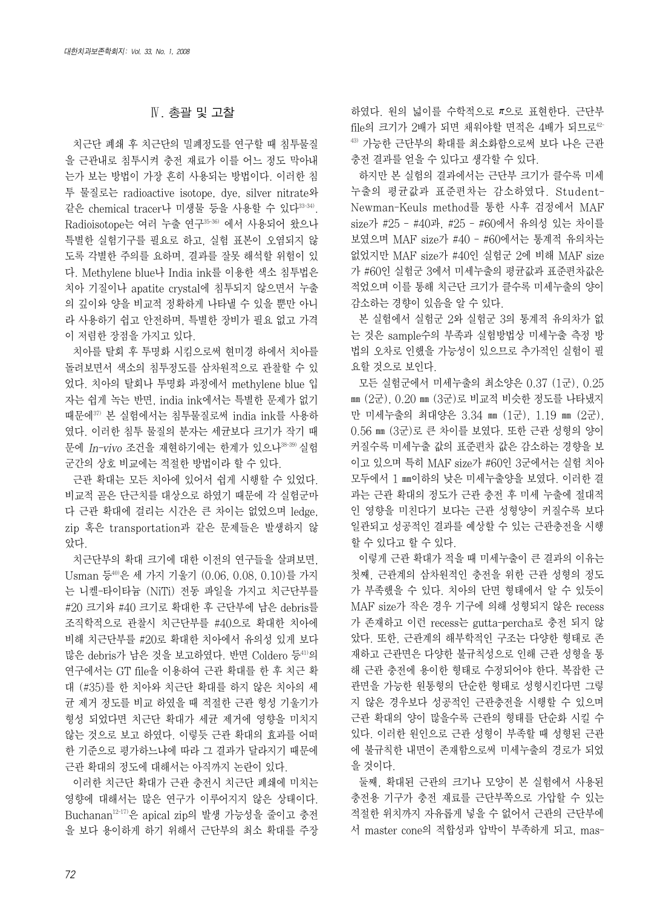## Ⅳ. 총괄 및 고찰

치근단 폐쇄 후 치근단의 밀폐정도를 연구할 때 침투물질을 근관내로 침투시켜 충전 재료가 이를 어느 정도 막아내는가 보는 방법이 가장 흔히 사용되는 방법이다. 이러한 침투 물질로는 radioactive isotope, dye, silver nitrate와 같은 chemical tracer나 미생물 등을 사용할 수 있다[33-34]. Radioisotope는 여러 누출 연구[35-36] 에서 사용되어 왔으나 특별한 실험기구를 필요로 하고, 실험 표본이 오염되지 않도록 각별한 주의를 요하며, 결과를 잘못 해석할 위험이 있다. Methylene blue나 India ink를 이용한 색소 침투법은 치아 기질이나 apatite crystal에 침투되지 않으면서 누출의 깊이와 양을 비교적 정확하게 나타낼 수 있을 뿐만 아니라 사용하기 쉽고 안전하며, 특별한 장비가 필요 없고 가격이 저렴한 장점을 가지고 있다.

치아를 탈회 후 투명화 시킴으로써 현미경 하에서 치아를 돌려보면서 색소의 침투정도를 삼차원적으로 관찰할 수 있었다. 치아의 탈회나 투명화 과정에서 methylene blue 입자는 쉽게 녹는 반면, india ink에서는 특별한 문제가 없기 때문에[37] 본 실험에서는 침투물질로써 india ink를 사용하였다. 이러한 침투 물질의 분자는 세균보다 크기가 작기 때문에 *In-vivo* 조건을 재현하기에는 한계가 있으나[38-39] 실험군간의 상호 비교에는 적절한 방법이라 할 수 있다.

근관 확대는 모든 치아에 있어서 쉽게 시행할 수 있었다. 비교적 곧은 단근치를 대상으로 하였기 때문에 각 실험군마다 근관 확대에 걸리는 시간은 큰 차이는 없었으며 ledge, zip 혹은 transportation과 같은 문제들은 발생하지 않았다.

치근단부의 확대 크기에 대한 이전의 연구들을 살펴보면, Usman 등[40]은 세 가지 기울기 (0.06, 0.08, 0.10)를 가지는 니켈-타이타늄 (NiTi) 전동 파일을 가지고 치근단부를 #20 크기와 #40 크기로 확대한 후 근단부에 남은 debris를 조직학적으로 관찰시 치근단부를 #40으로 확대한 치아에 비해 치근단부를 #20로 확대한 치아에서 유의성 있게 보다 많은 debris가 남은 것을 보고하였다. 반면 Coldero 등[41]의 연구에서는 GT file을 이용하여 근관 확대를 한 후 치근 확대 (#35)를 한 치아와 치근단 확대를 하지 않은 치아의 세균 제거 정도를 비교 하였을 때 적절한 근관 형성 기울기가 형성 되었다면 치근단 확대가 세균 제거에 영향을 미치지 않는 것으로 보고 하였다. 이렇듯 근관 확대의 효과를 어떠한 기준으로 평가하느냐에 따라 그 결과가 달라지기 때문에 근관 확대의 정도에 대해서는 아직까지 논란이 있다.

이러한 치근단 확대가 근관 충전시 치근단 폐쇄에 미치는 영향에 대해서는 많은 연구가 이루어지지 않은 상태이다. Buchanan[12-17]은 apical zip의 발생 가능성을 줄이고 충전을 보다 용이하게 하기 위해서 근단부의 최소 확대를 주장하였다. 원의 넓이를 수학적으로 $\pi$으로 표현한다. 근단부 file의 크기가 2배가 되면 채워야할 면적은 4배가 되므로[42-43] 가능한 근단부의 확대를 최소화함으로써 보다 나은 근관 충전 결과를 얻을 수 있다고 생각할 수 있다.

하지만 본 실험의 결과에서는 근단부 크기가 클수록 미세누출의 평균값과 표준편차는 감소하였다. Student-Newman-Keuls method를 통한 사후 검정에서 MAF size가 #25 - #40과, #25 - #60에서 유의성 있는 차이를 보였으며 MAF size가 #40 - #60에서는 통계적 유의차는 없었지만 MAF size가 #40인 실험군 2에 비해 MAF size가 #60인 실험군 3에서 미세누출의 평균값과 표준편차값은 적었으며 이를 통해 치근단 크기가 클수록 미세누출의 양이 감소하는 경향이 있음을 알 수 있다.

본 실험에서 실험군 2와 실험군 3의 통계적 유의차가 없는 것은 sample수의 부족과 실험방법상 미세누출 측정 방법의 오차로 인했을 가능성이 있으므로 추가적인 실험이 필요할 것으로 보인다.

모든 실험군에서 미세누출의 최소양은 0.37 (1군), 0.25 ㎜ (2군), 0.20 ㎜ (3군)로 비교적 비슷한 정도를 나타냈지만 미세누출의 최대양은 3.34 ㎜ (1군), 1.19 ㎜ (2군), 0.56 ㎜ (3군)로 큰 차이를 보였다. 또한 근관 성형의 양이 커질수록 미세누출 값의 표준편차 값은 감소하는 경향을 보이고 있으며 특히 MAF size가 #60인 3군에서는 실험 치아 모두에서 1 ㎜이하의 낮은 미세누출양을 보였다. 이러한 결과는 근관 확대의 정도가 근관 충전 후 미세 누출에 절대적인 영향을 미친다기 보다는 근관 성형양이 커질수록 보다 일관되고 성공적인 결과를 예상할 수 있는 근관충전을 시행할 수 있다고 할 수 있다.

이렇게 근관 확대가 적을 때 미세누출이 큰 결과의 이유는 첫째, 근관계의 삼차원적인 충전을 위한 근관 성형의 정도가 부족했을 수 있다. 치아의 단면 형태에서 알 수 있듯이 MAF size가 작은 경우 기구에 의해 성형되지 않은 recess가 존재하고 이런 recess는 gutta-percha로 충전 되지 않았다. 또한, 근관계의 해부학적인 구조는 다양한 형태로 존재하고 근관면은 다양한 불규칙성으로 인해 근관 성형을 통해 근관 충전에 용이한 형태로 수정되어야 한다. 복잡한 근관면을 가능한 원통형의 단순한 형태로 성형시킨다면 그렇지 않은 경우보다 성공적인 근관충전을 시행할 수 있으며 근관 확대의 양이 많을수록 근관의 형태를 단순화 시킬 수 있다. 이러한 원인으로 근관 성형이 부족할 때 성형된 근관에 불규칙한 내면이 존재함으로써 미세누출의 경로가 되었을 것이다.

둘째, 확대된 근관의 크기나 모양이 본 실험에서 사용된 충전용 기구가 충전 재료를 근단부쪽으로 가압할 수 있는 적절한 위치까지 자유롭게 넣을 수 없어서 근관의 근단부에서 master cone의 적합성과 압박이 부족하게 되고, mas-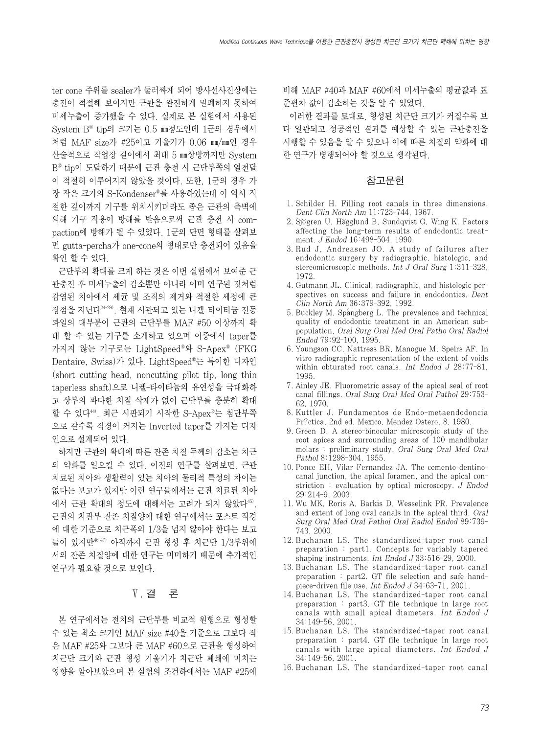ter cone 주위를 sealer가 둘러싸게 되어 방사선사진상에는 충전이 적절해 보이지만 근관을 완전하게 밀폐하지 못하여 미세누출이 증가했을 수 있다. 실제로 본 실험에서 사용된 System B® tip의 크기는 0.5 ㎜정도인데 1군의 경우에서처럼 MAF size가 #25이고 기울기가 0.06 ㎜/㎜인 경우 산술적으로 작업장 길이에서 최대 5 ㎜상방까지만 System B® tip이 도달하기 때문에 근관 충전 시 근단부쪽의 열전달이 적절히 이루어지지 않았을 것이다. 또한, 1군의 경우 가장 작은 크기의 S-Kondenser®를 사용하였는데 이 역시 적절한 깊이까지 기구를 위치시키더라도 좁은 근관의 측벽에 의해 기구 적용이 방해를 받음으로써 근관 충전 시 compaction에 방해가 될 수 있었다. 1군의 단면 형태를 살펴보면 gutta-percha가 one-cone의 형태로만 충전되어 있음을 확인 할 수 있다.

근단부의 확대를 크게 하는 것은 이번 실험에서 보여준 근관충전 후 미세누출의 감소뿐만 아니라 이미 연구된 것처럼 감염된 치아에서 세균 및 조직의 제거와 적절한 세정에 큰 장점을 지닌다[24-29]. 현재 시판되고 있는 니켈-티타늄 전동파일의 대부분이 근관의 근단부를 MAF #50 이상까지 확대 할 수 있는 기구를 소개하고 있으며 이중에서 taper를 가지지 않는 기구로는 LightSpeed®와 S-Apex® (FKG Dentaire, Swiss)가 있다. LightSpeed®는 특이한 디자인(short cutting head, noncutting pilot tip, long thin taperless shaft)으로 니켈-티타늄의 유연성을 극대화하고 상부의 과다한 치질 삭제가 없이 근단부를 충분히 확대 할 수 있다[44]. 최근 시판되기 시작한 S-Apex®는 첨단부쪽으로 갈수록 직경이 커지는 Inverted taper를 가지는 디자인으로 설계되어 있다.

하지만 근관의 확대에 따른 잔존 치질 두께의 감소는 치근의 약화를 일으킬 수 있다. 이전의 연구를 살펴보면, 근관치료된 치아와 생활력이 있는 치아의 물리적 특성의 차이는 없다는 보고가 있지만 이런 연구들에서는 근관 치료된 치아에서 근관 확대의 정도에 대해서는 고려가 되지 않았다[45]. 근관의 치관부 잔존 치질양에 대한 연구에서는 포스트 직경에 대한 기준으로 치근폭의 1/3을 넘지 않아야 한다는 보고들이 있지만[46-47] 아직까지 근관 형성 후 치근단 1/3부위에서의 잔존 치질양에 대한 연구는 미미하기 때문에 추가적인 연구가 필요할 것으로 보인다.

## Ⅴ. 결 론

본 연구에서는 전치의 근단부를 비교적 원형으로 형성할 수 있는 최소 크기인 MAF size #40을 기준으로 그보다 작은 MAF #25와 그보다 큰 MAF #60으로 근관을 형성하여 치근단 크기와 근관 형성 기울기가 치근단 폐쇄에 미치는 영향을 알아보았으며 본 실험의 조건하에서는 MAF #25에 비해 MAF #40과 MAF #60에서 미세누출의 평균값과 표준편차 값이 감소하는 것을 알 수 있었다.

이러한 결과를 토대로, 형성된 치근단 크기가 커질수록 보다 일관되고 성공적인 결과를 예상할 수 있는 근관충전을 시행할 수 있음을 알 수 있으나 이에 따른 치질의 약화에 대한 연구가 병행되어야 할 것으로 생각된다.

## 참고문헌

1. Schilder H. Filling root canals in three dimensions. *Dent Clin North Am* 11:723-744, 1967.
2. Sjögren U, Hägglund B, Sundqvist G, Wing K. Factors affecting the long-term results of endodontic treatment. *J Endod* 16:498-504, 1990.
3. Rud J, Andreasen JO. A study of failures after endodontic surgery by radiographic, histologic, and stereomicroscopic methods. *Int J Oral Surg* 1:311-328, 1972.
4. Gutmann JL. Clinical, radiographic, and histologic perspectives on success and failure in endodontics. *Dent Clin North Am* 36:379-392, 1992.
5. Buckley M, Spångberg L. The prevalence and technical quality of endodontic treatment in an American subpopulation, *Oral Surg Oral Med Oral Patho Oral Radiol Endod* 79:92-100, 1995.
6. Youngson CC, Nattress BR, Manogue M, Speirs AF. In vitro radiographic representation of the extent of voids within obturated root canals. *Int Endod J* 28:77-81, 1995.
7. Ainley JE. Fluorometric assay of the apical seal of root canal fillings. *Oral Surg Oral Med Oral Pathol* 29:753-62, 1970.
8. Kuttler J. Fundamentos de Endo-metaendodoncia Pr?ctica, 2nd ed, Mexico, Mendez Ostero, 8, 1980.
9. Green D. A stereo-binocular microscopic study of the root apices and surrounding areas of 100 mandibular molars ; preliminary study. *Oral Surg Oral Med Oral Pathol* 8:1298-304, 1955.
10. Ponce EH, Vilar Fernandez JA. The cemento-dentino-canal junction, the apical foramen, and the apical constriction : evaluation by optical microscopy. *J Endod* 29:214-9, 2003.
11. Wu MK, Roris A, Barkis D, Wesselink PR. Prevalence and extent of long oval canals in the apical third. *Oral Surg Oral Med Oral Pathol Oral Radiol Endod* 89:739-743, 2000.
12. Buchanan LS. The standardized-taper root canal preparation : part1. Concepts for variably tapered shaping instruments. *Int Endod J* 33:516-29, 2000.
13. Buchanan LS. The standardized-taper root canal preparation : part2. GT file selection and safe handpiece-driven file use. *Int Endod J* 34:63-71, 2001.
14. Buchanan LS. The standardized-taper root canal preparation : part3. GT file technique in large root canals with small apical diameters. *Int Endod J* 34:149-56, 2001.
15. Buchanan LS. The standardized-taper root canal preparation : part4. GT file technique in large root canals with large apical diameters. *Int Endod J* 34:149-56, 2001.
16. Buchanan LS. The standardized-taper root canal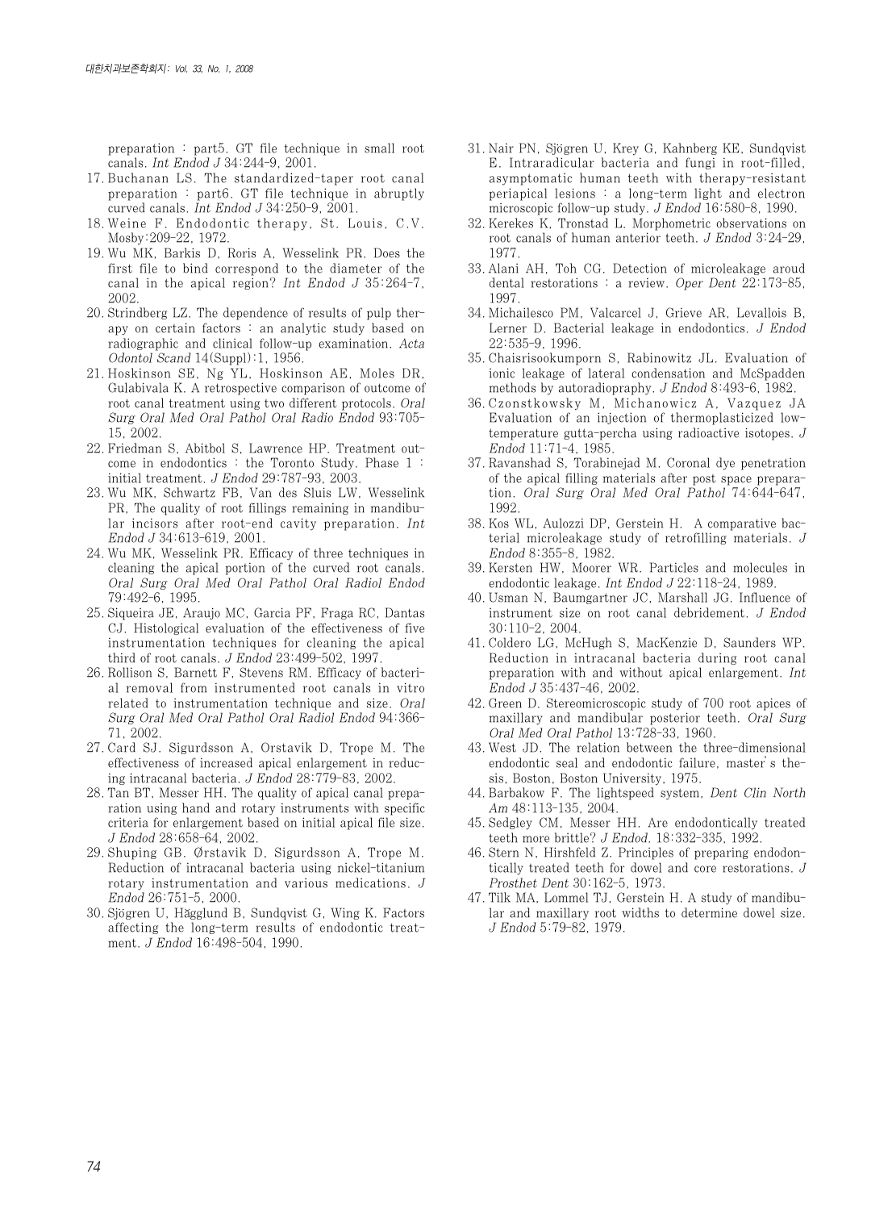preparation : part5. GT file technique in small root canals. *Int Endod J* 34:244-9, 2001.

17. Buchanan LS. The standardized-taper root canal preparation : part6. GT file technique in abruptly curved canals. *Int Endod J* 34:250-9, 2001.
18. Weine F. Endodontic therapy, St. Louis, C.V. Mosby:209-22, 1972.
19. Wu MK, Barkis D, Roris A, Wesselink PR. Does the first file to bind correspond to the diameter of the canal in the apical region? *Int Endod J* 35:264-7, 2002.
20. Strindberg LZ. The dependence of results of pulp therapy on certain factors : an analytic study based on radiographic and clinical follow-up examination. *Acta Odontol Scand* 14(Suppl):1, 1956.
21. Hoskinson SE, Ng YL, Hoskinson AE, Moles DR, Gulabivala K. A retrospective comparison of outcome of root canal treatment using two different protocols. *Oral Surg Oral Med Oral Pathol Oral Radio Endod* 93:705-15, 2002.
22. Friedman S, Abitbol S, Lawrence HP. Treatment outcome in endodontics : the Toronto Study. Phase 1 : initial treatment. *J Endod* 29:787-93, 2003.
23. Wu MK, Schwartz FB, Van des Sluis LW, Wesselink PR, The quality of root fillings remaining in mandibular incisors after root-end cavity preparation. *Int Endod J* 34:613-619, 2001.
24. Wu MK, Wesselink PR. Efficacy of three techniques in cleaning the apical portion of the curved root canals. *Oral Surg Oral Med Oral Pathol Oral Radiol Endod* 79:492-6, 1995.
25. Siqueira JE, Araujo MC, Garcia PF, Fraga RC, Dantas CJ. Histological evaluation of the effectiveness of five instrumentation techniques for cleaning the apical third of root canals. *J Endod* 23:499-502, 1997.
26. Rollison S, Barnett F, Stevens RM. Efficacy of bacterial removal from instrumented root canals in vitro related to instrumentation technique and size. *Oral Surg Oral Med Oral Pathol Oral Radiol Endod* 94:366-71, 2002.
27. Card SJ. Sigurdsson A, Orstavik D, Trope M. The effectiveness of increased apical enlargement in reducing intracanal bacteria. *J Endod* 28:779-83, 2002.
28. Tan BT, Messer HH. The quality of apical canal preparation using hand and rotary instruments with specific criteria for enlargement based on initial apical file size. *J Endod* 28:658-64, 2002.
29. Shuping GB. Ørstavik D, Sigurdsson A, Trope M. Reduction of intracanal bacteria using nickel-titanium rotary instrumentation and various medications. *J Endod* 26:751-5, 2000.
30. Sjögren U, Hăgglund B, Sundqvist G, Wing K. Factors affecting the long-term results of endodontic treatment. *J Endod* 16:498-504, 1990.
31. Nair PN, Sjögren U, Krey G, Kahnberg KE, Sundqvist E. Intraradicular bacteria and fungi in root-filled, asymptomatic human teeth with therapy-resistant periapical lesions : a long-term light and electron microscopic follow-up study. *J Endod* 16:580-8, 1990.
32. Kerekes K, Tronstad L. Morphometric observations on root canals of human anterior teeth. *J Endod* 3:24-29, 1977.
33. Alani AH, Toh CG. Detection of microleakage aroud dental restorations : a review. *Oper Dent* 22:173-85, 1997.
34. Michailesco PM, Valcarcel J, Grieve AR, Levallois B, Lerner D. Bacterial leakage in endodontics. *J Endod* 22:535-9, 1996.
35. Chaisrisookumporn S, Rabinowitz JL. Evaluation of ionic leakage of lateral condensation and McSpadden methods by autoradiopraphy. *J Endod* 8:493-6, 1982.
36. Czonstkowsky M, Michanowicz A, Vazquez JA Evaluation of an injection of thermoplasticized low-temperature gutta-percha using radioactive isotopes. *J Endod* 11:71-4, 1985.
37. Ravanshad S, Torabinejad M. Coronal dye penetration of the apical filling materials after post space preparation. *Oral Surg Oral Med Oral Pathol* 74:644-647, 1992.
38. Kos WL, Aulozzi DP, Gerstein H. A comparative bacterial microleakage study of retrofilling materials. *J Endod* 8:355-8, 1982.
39. Kersten HW, Moorer WR. Particles and molecules in endodontic leakage. *Int Endod J* 22:118-24, 1989.
40. Usman N, Baumgartner JC, Marshall JG. Influence of instrument size on root canal debridement. *J Endod* 30:110-2, 2004.
41. Coldero LG, McHugh S, MacKenzie D, Saunders WP. Reduction in intracanal bacteria during root canal preparation with and without apical enlargement. *Int Endod J* 35:437-46, 2002.
42. Green D. Stereomicroscopic study of 700 root apices of maxillary and mandibular posterior teeth. *Oral Surg Oral Med Oral Pathol* 13:728-33, 1960.
43. West JD. The relation between the three-dimensional endodontic seal and endodontic failure, master's thesis, Boston, Boston University, 1975.
44. Barbakow F. The lightspeed system, *Dent Clin North Am* 48:113-135, 2004.
45. Sedgley CM, Messer HH. Are endodontically treated teeth more brittle? *J Endod*. 18:332-335, 1992.
46. Stern N, Hirshfeld Z. Principles of preparing endodontically treated teeth for dowel and core restorations. *J Prosthet Dent* 30:162-5, 1973.
47. Tilk MA, Lommel TJ, Gerstein H. A study of mandibular and maxillary root widths to determine dowel size. *J Endod* 5:79-82, 1979.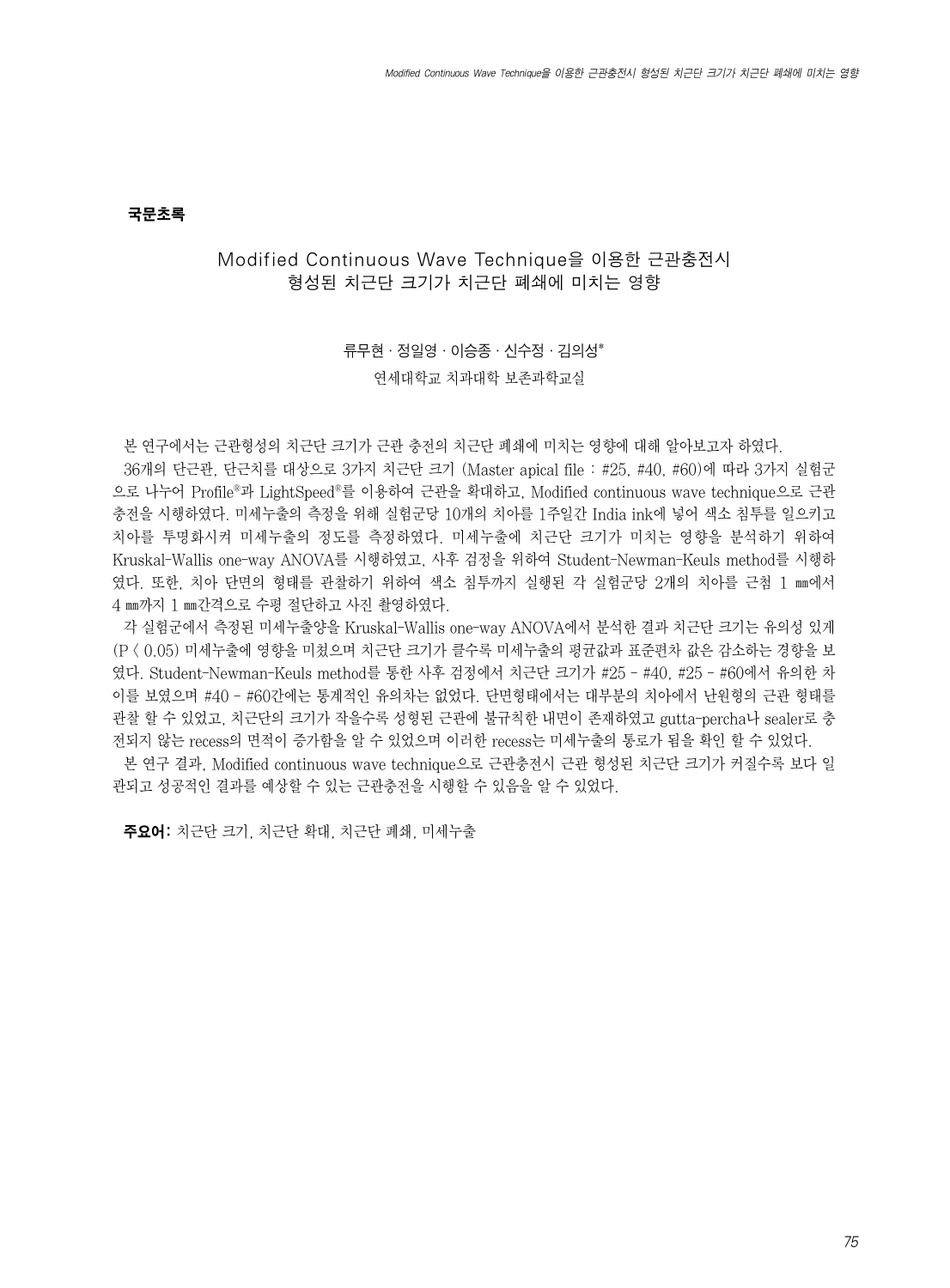**국문초록**

# Modified Continuous Wave Technique을 이용한 근관충전시 형성된 치근단 크기가 치근단 폐쇄에 미치는 영향

류무현 · 정일영 · 이승종 · 신수정 · 김의성*

연세대학교 치과대학 보존과학교실

본 연구에서는 근관형성의 치근단 크기가 근관 충전의 치근단 폐쇄에 미치는 영향에 대해 알아보고자 하였다.

36개의 단근관, 단근치를 대상으로 3가지 치근단 크기 (Master apical file : #25, #40, #60)에 따라 3가지 실험군으로 나누어 Profile®과 LightSpeed®를 이용하여 근관을 확대하고, Modified continuous wave technique으로 근관충전을 시행하였다. 미세누출의 측정을 위해 실험군당 10개의 치아를 1주일간 India ink에 넣어 색소 침투를 일으키고 치아를 투명화시켜 미세누출의 정도를 측정하였다. 미세누출에 치근단 크기가 미치는 영향을 분석하기 위하여 Kruskal-Wallis one-way ANOVA를 시행하였고, 사후 검정을 위하여 Student-Newman-Keuls method를 시행하였다. 또한, 치아 단면의 형태를 관찰하기 위하여 색소 침투까지 실행된 각 실험군당 2개의 치아를 근첨 1 ㎜에서 4 ㎜까지 1 ㎜간격으로 수평 절단하고 사진 촬영하였다.

각 실험군에서 측정된 미세누출양을 Kruskal-Wallis one-way ANOVA에서 분석한 결과 치근단 크기는 유의성 있게 ($P < 0.05$) 미세누출에 영향을 미쳤으며 치근단 크기가 클수록 미세누출의 평균값과 표준편차 값은 감소하는 경향을 보였다. Student-Newman-Keuls method를 통한 사후 검정에서 치근단 크기가 #25 - #40, #25 - #60에서 유의한 차이를 보였으며 #40 - #60간에는 통계적인 유의차는 없었다. 단면형태에서는 대부분의 치아에서 난원형의 근관 형태를 관찰 할 수 있었고, 치근단의 크기가 작을수록 성형된 근관에 불규칙한 내면이 존재하였고 gutta-percha나 sealer로 충전되지 않는 recess의 면적이 증가함을 알 수 있었으며 이러한 recess는 미세누출의 통로가 됨을 확인 할 수 있었다.

본 연구 결과, Modified continuous wave technique으로 근관충전시 근관 형성된 치근단 크기가 커질수록 보다 일관되고 성공적인 결과를 예상할 수 있는 근관충전을 시행할 수 있음을 알 수 있었다.

**주요어:** 치근단 크기, 치근단 확대, 치근단 폐쇄, 미세누출